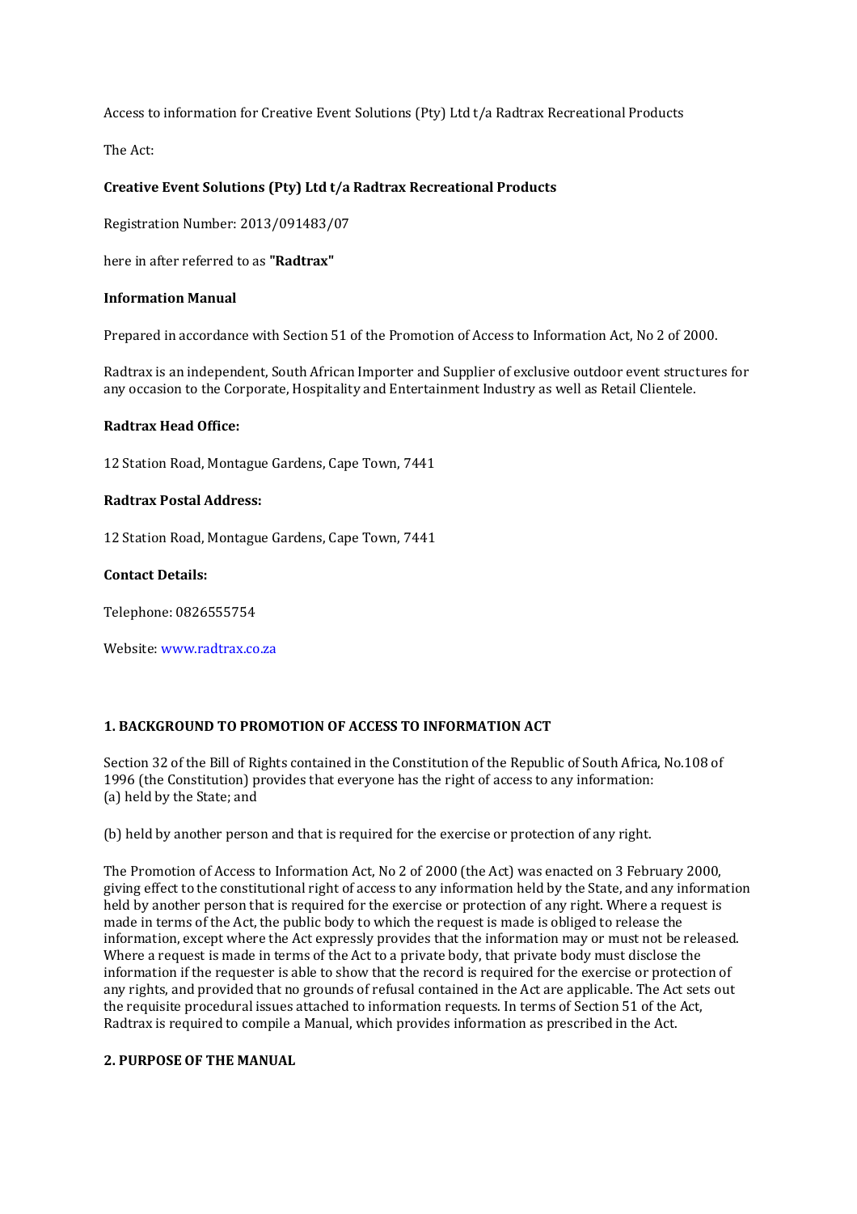Access to information for Creative Event Solutions (Pty) Ltd t/a Radtrax Recreational Products

The Act:

**Creative Event Solutions (Pty) Ltd t/a Radtrax Recreational Products**

Registration Number: 2013/091483/07

here in after referred to as **"Radtrax"**

**Information Manual**

Prepared in accordance with Section 51 of the Promotion of Access to Information Act, No 2 of 2000.

Radtrax is an independent, South African Importer and Supplier of exclusive outdoor event structures for any occasion to the Corporate, Hospitality and Entertainment Industry as well as Retail Clientele.

**Radtrax Head Office:**

12 Station Road, Montague Gardens, Cape Town, 7441

**Radtrax Postal Address:**

12 Station Road, Montague Gardens, Cape Town, 7441

**Contact Details:**

Telephone: 0826555754

Website: www.radtrax.co.za

## 1. BACKGROUND TO PROMOTION OF ACCESS TO INFORMATION ACT

Section 32 of the Bill of Rights contained in the Constitution of the Republic of South Africa, No.108 of 1996 (the Constitution) provides that everyone has the right of access to any information:
(a) held by the State; and

(b) held by another person and that is required for the exercise or protection of any right.

The Promotion of Access to Information Act, No 2 of 2000 (the Act) was enacted on 3 February 2000, giving effect to the constitutional right of access to any information held by the State, and any information held by another person that is required for the exercise or protection of any right. Where a request is made in terms of the Act, the public body to which the request is made is obliged to release the information, except where the Act expressly provides that the information may or must not be released. Where a request is made in terms of the Act to a private body, that private body must disclose the information if the requester is able to show that the record is required for the exercise or protection of any rights, and provided that no grounds of refusal contained in the Act are applicable. The Act sets out the requisite procedural issues attached to information requests. In terms of Section 51 of the Act, Radtrax is required to compile a Manual, which provides information as prescribed in the Act.

## 2. PURPOSE OF THE MANUAL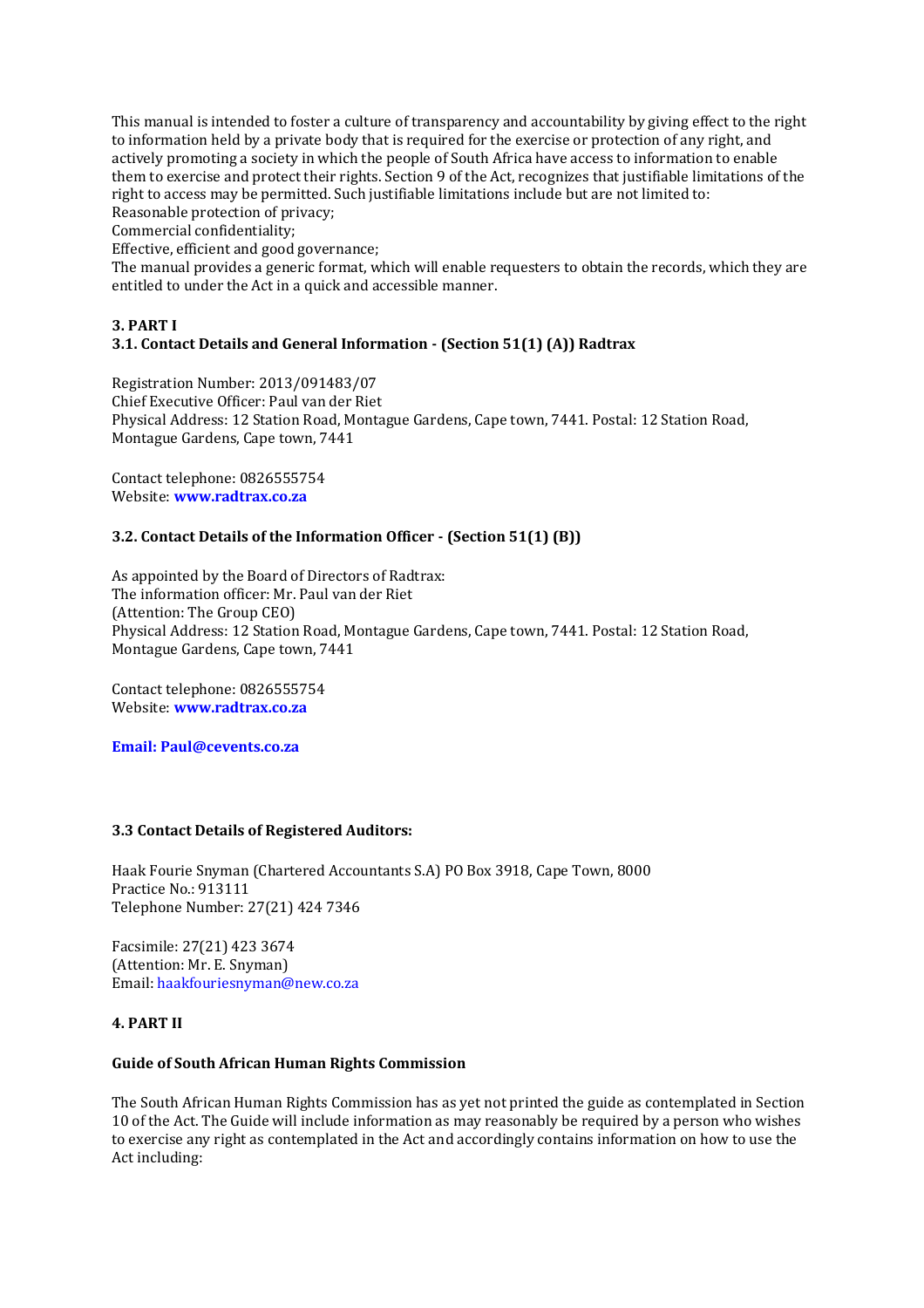This manual is intended to foster a culture of transparency and accountability by giving effect to the right to information held by a private body that is required for the exercise or protection of any right, and actively promoting a society in which the people of South Africa have access to information to enable them to exercise and protect their rights. Section 9 of the Act, recognizes that justifiable limitations of the right to access may be permitted. Such justifiable limitations include but are not limited to:

Reasonable protection of privacy;

Commercial confidentiality;

Effective, efficient and good governance;

The manual provides a generic format, which will enable requesters to obtain the records, which they are entitled to under the Act in a quick and accessible manner.

## 3. PART I

### 3.1. Contact Details and General Information - (Section 51(1) (A)) Radtrax

Registration Number: 2013/091483/07
Chief Executive Officer: Paul van der Riet
Physical Address: 12 Station Road, Montague Gardens, Cape town, 7441. Postal: 12 Station Road, Montague Gardens, Cape town, 7441

Contact telephone: 0826555754
Website: **www.radtrax.co.za**

### 3.2. Contact Details of the Information Officer - (Section 51(1) (B))

As appointed by the Board of Directors of Radtrax:
The information officer: Mr. Paul van der Riet
(Attention: The Group CEO)
Physical Address: 12 Station Road, Montague Gardens, Cape town, 7441. Postal: 12 Station Road, Montague Gardens, Cape town, 7441

Contact telephone: 0826555754
Website: **www.radtrax.co.za**

**Email: Paul@cevents.co.za**

### 3.3 Contact Details of Registered Auditors:

Haak Fourie Snyman (Chartered Accountants S.A) PO Box 3918, Cape Town, 8000
Practice No.: 913111
Telephone Number: 27(21) 424 7346

Facsimile: 27(21) 423 3674
(Attention: Mr. E. Snyman)
Email: haakfouriesnyman@new.co.za

## 4. PART II

### Guide of South African Human Rights Commission

The South African Human Rights Commission has as yet not printed the guide as contemplated in Section 10 of the Act. The Guide will include information as may reasonably be required by a person who wishes to exercise any right as contemplated in the Act and accordingly contains information on how to use the Act including: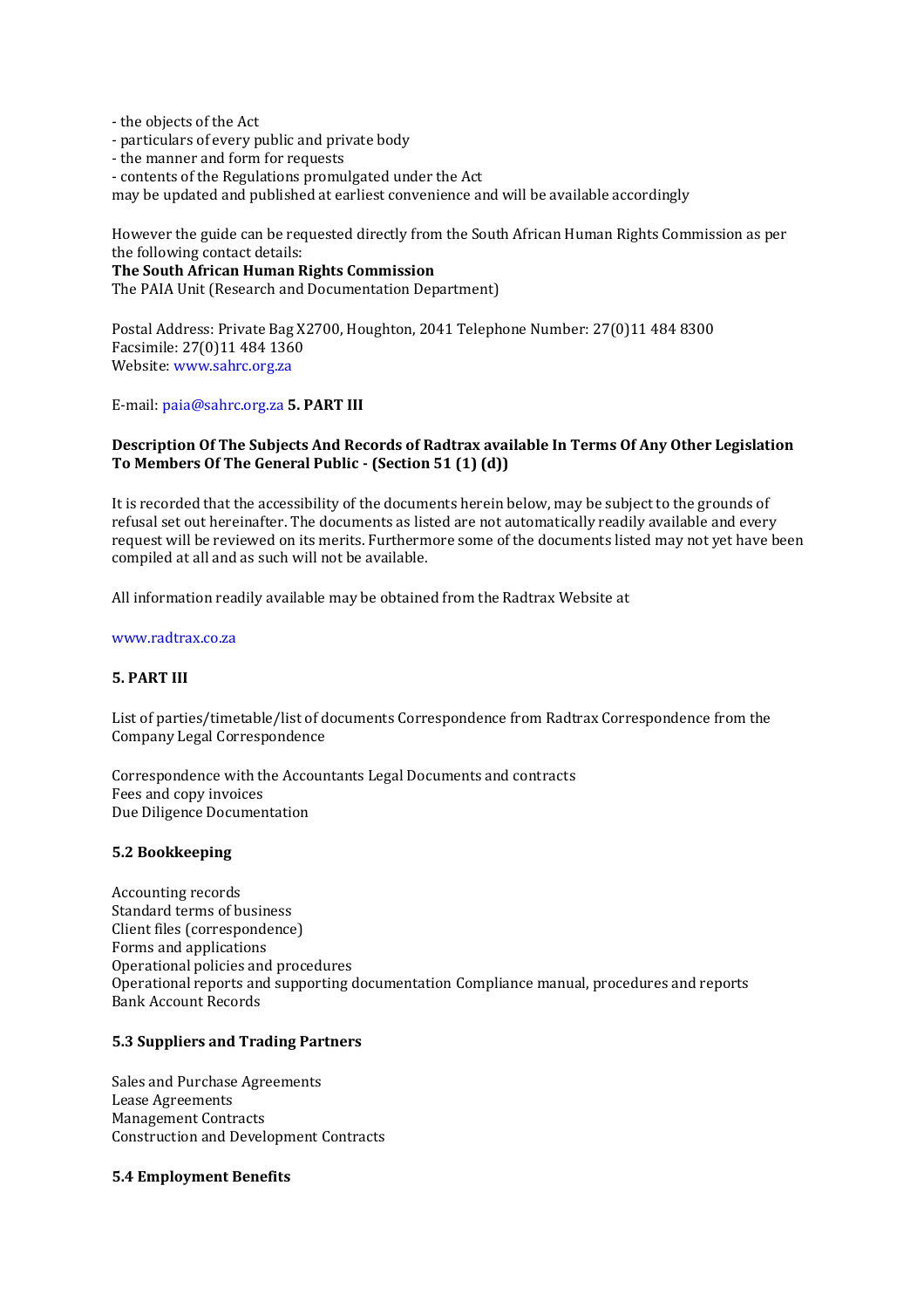- the objects of the Act
- particulars of every public and private body
- the manner and form for requests
- contents of the Regulations promulgated under the Act

may be updated and published at earliest convenience and will be available accordingly

However the guide can be requested directly from the South African Human Rights Commission as per the following contact details:

**The South African Human Rights Commission**
The PAIA Unit (Research and Documentation Department)

Postal Address: Private Bag X2700, Houghton, 2041 Telephone Number: 27(0)11 484 8300
Facsimile: 27(0)11 484 1360
Website: www.sahrc.org.za

E-mail: paia@sahrc.org.za **5. PART III**

**Description Of The Subjects And Records of Radtrax available In Terms Of Any Other Legislation To Members Of The General Public - (Section 51 (1) (d))**

It is recorded that the accessibility of the documents herein below, may be subject to the grounds of refusal set out hereinafter. The documents as listed are not automatically readily available and every request will be reviewed on its merits. Furthermore some of the documents listed may not yet have been compiled at all and as such will not be available.

All information readily available may be obtained from the Radtrax Website at

www.radtrax.co.za

**5. PART III**

List of parties/timetable/list of documents Correspondence from Radtrax Correspondence from the Company Legal Correspondence

Correspondence with the Accountants Legal Documents and contracts
Fees and copy invoices
Due Diligence Documentation

**5.2 Bookkeeping**

Accounting records
Standard terms of business
Client files (correspondence)
Forms and applications
Operational policies and procedures
Operational reports and supporting documentation Compliance manual, procedures and reports
Bank Account Records

**5.3 Suppliers and Trading Partners**

Sales and Purchase Agreements
Lease Agreements
Management Contracts
Construction and Development Contracts

**5.4 Employment Benefits**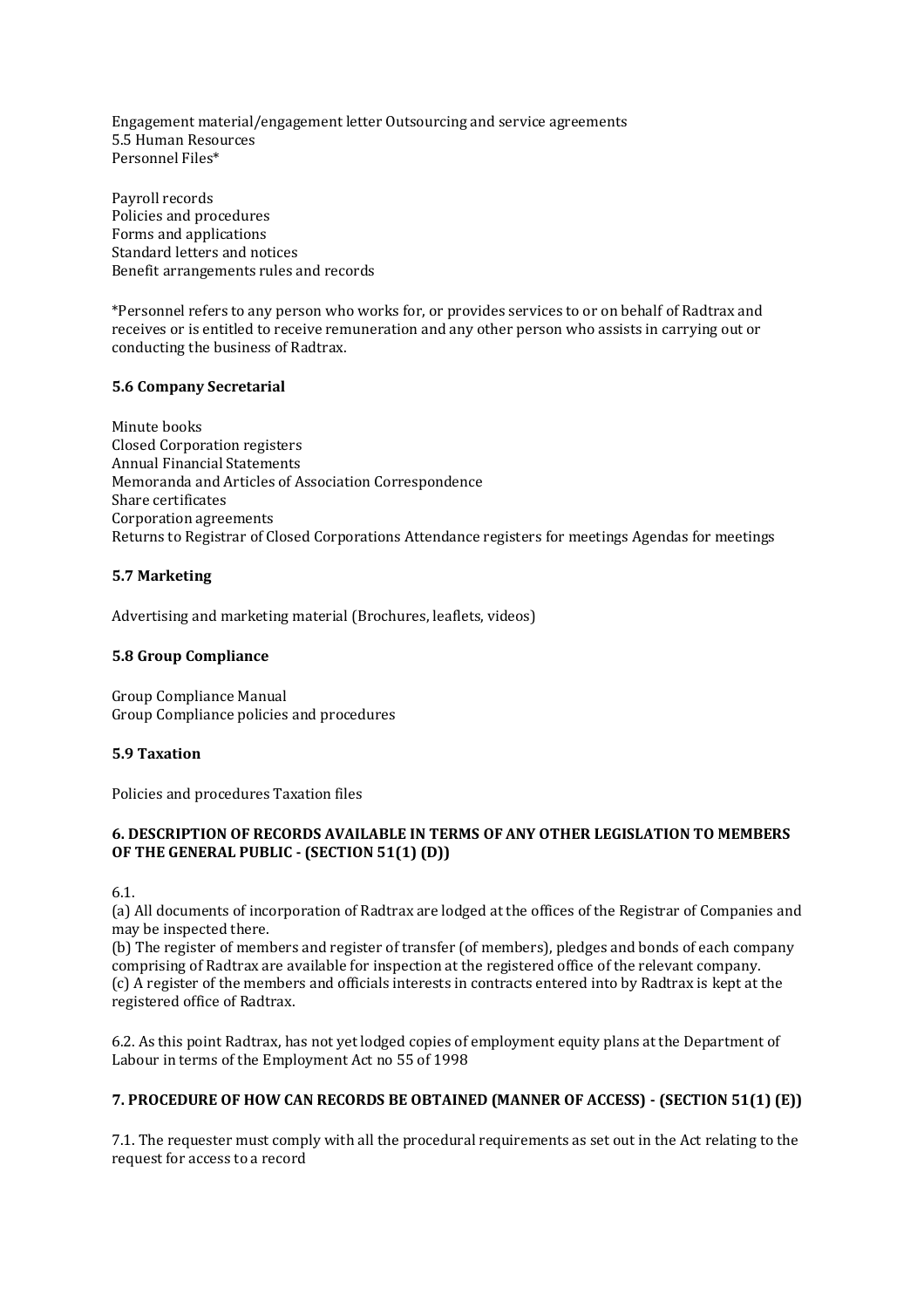Engagement material/engagement letter Outsourcing and service agreements
5.5 Human Resources
Personnel Files*

Payroll records
Policies and procedures
Forms and applications
Standard letters and notices
Benefit arrangements rules and records

*Personnel refers to any person who works for, or provides services to or on behalf of Radtrax and receives or is entitled to receive remuneration and any other person who assists in carrying out or conducting the business of Radtrax.

**5.6 Company Secretarial**

Minute books
Closed Corporation registers
Annual Financial Statements
Memoranda and Articles of Association Correspondence
Share certificates
Corporation agreements
Returns to Registrar of Closed Corporations Attendance registers for meetings Agendas for meetings

**5.7 Marketing**

Advertising and marketing material (Brochures, leaflets, videos)

**5.8 Group Compliance**

Group Compliance Manual
Group Compliance policies and procedures

**5.9 Taxation**

Policies and procedures Taxation files

**6. DESCRIPTION OF RECORDS AVAILABLE IN TERMS OF ANY OTHER LEGISLATION TO MEMBERS OF THE GENERAL PUBLIC - (SECTION 51(1) (D))**

6.1.
(a) All documents of incorporation of Radtrax are lodged at the offices of the Registrar of Companies and may be inspected there.
(b) The register of members and register of transfer (of members), pledges and bonds of each company comprising of Radtrax are available for inspection at the registered office of the relevant company.
(c) A register of the members and officials interests in contracts entered into by Radtrax is kept at the registered office of Radtrax.

6.2. As this point Radtrax, has not yet lodged copies of employment equity plans at the Department of Labour in terms of the Employment Act no 55 of 1998

**7. PROCEDURE OF HOW CAN RECORDS BE OBTAINED (MANNER OF ACCESS) - (SECTION 51(1) (E))**

7.1. The requester must comply with all the procedural requirements as set out in the Act relating to the request for access to a record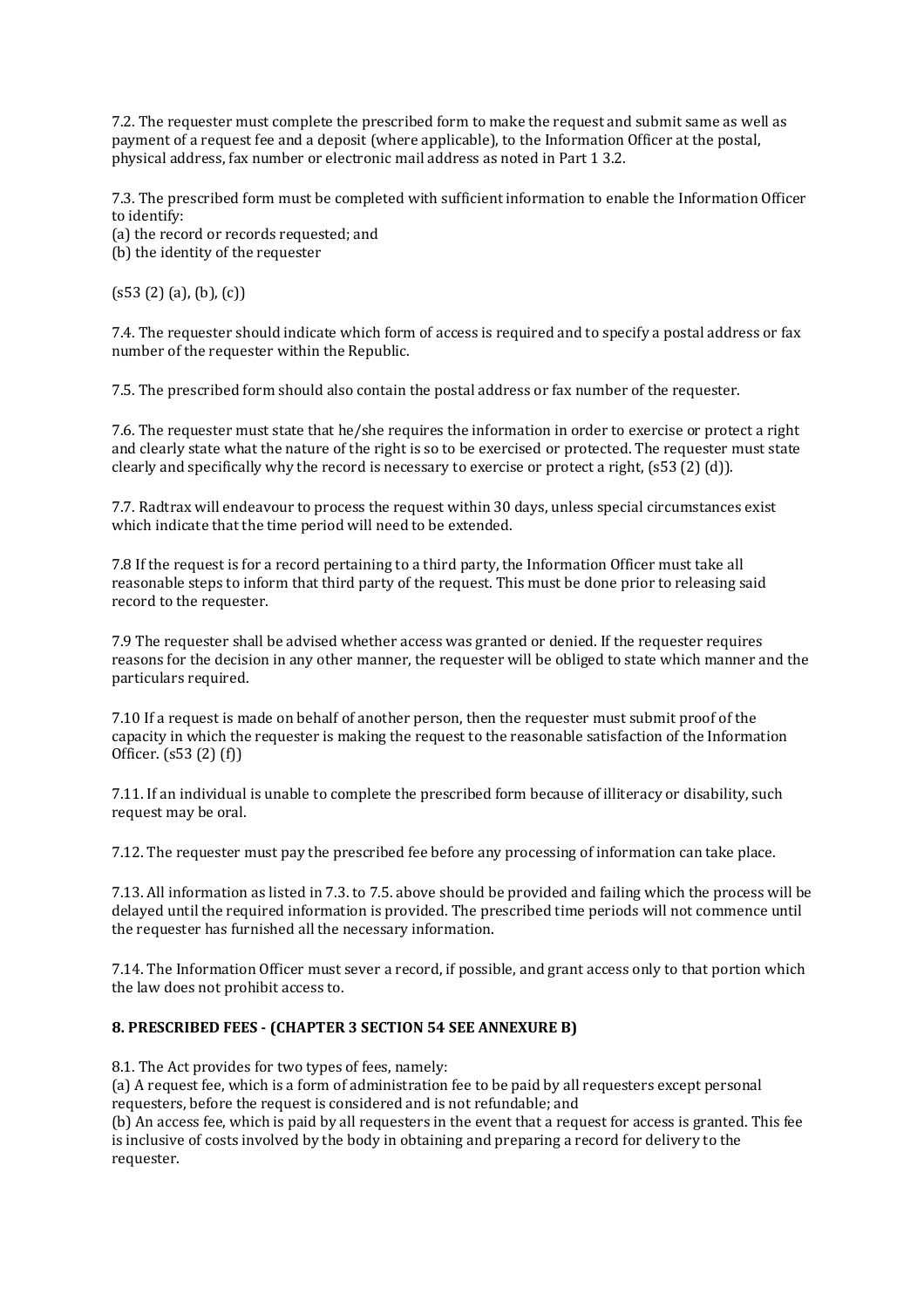7.2. The requester must complete the prescribed form to make the request and submit same as well as payment of a request fee and a deposit (where applicable), to the Information Officer at the postal, physical address, fax number or electronic mail address as noted in Part 1 3.2.

7.3. The prescribed form must be completed with sufficient information to enable the Information Officer to identify:
(a) the record or records requested; and
(b) the identity of the requester

(s53 (2) (a), (b), (c))

7.4. The requester should indicate which form of access is required and to specify a postal address or fax number of the requester within the Republic.

7.5. The prescribed form should also contain the postal address or fax number of the requester.

7.6. The requester must state that he/she requires the information in order to exercise or protect a right and clearly state what the nature of the right is so to be exercised or protected. The requester must state clearly and specifically why the record is necessary to exercise or protect a right, (s53 (2) (d)).

7.7. Radtrax will endeavour to process the request within 30 days, unless special circumstances exist which indicate that the time period will need to be extended.

7.8 If the request is for a record pertaining to a third party, the Information Officer must take all reasonable steps to inform that third party of the request. This must be done prior to releasing said record to the requester.

7.9 The requester shall be advised whether access was granted or denied. If the requester requires reasons for the decision in any other manner, the requester will be obliged to state which manner and the particulars required.

7.10 If a request is made on behalf of another person, then the requester must submit proof of the capacity in which the requester is making the request to the reasonable satisfaction of the Information Officer. (s53 (2) (f))

7.11. If an individual is unable to complete the prescribed form because of illiteracy or disability, such request may be oral.

7.12. The requester must pay the prescribed fee before any processing of information can take place.

7.13. All information as listed in 7.3. to 7.5. above should be provided and failing which the process will be delayed until the required information is provided. The prescribed time periods will not commence until the requester has furnished all the necessary information.

7.14. The Information Officer must sever a record, if possible, and grant access only to that portion which the law does not prohibit access to.

**8. PRESCRIBED FEES - (CHAPTER 3 SECTION 54 SEE ANNEXURE B)**

8.1. The Act provides for two types of fees, namely:
(a) A request fee, which is a form of administration fee to be paid by all requesters except personal requesters, before the request is considered and is not refundable; and
(b) An access fee, which is paid by all requesters in the event that a request for access is granted. This fee is inclusive of costs involved by the body in obtaining and preparing a record for delivery to the requester.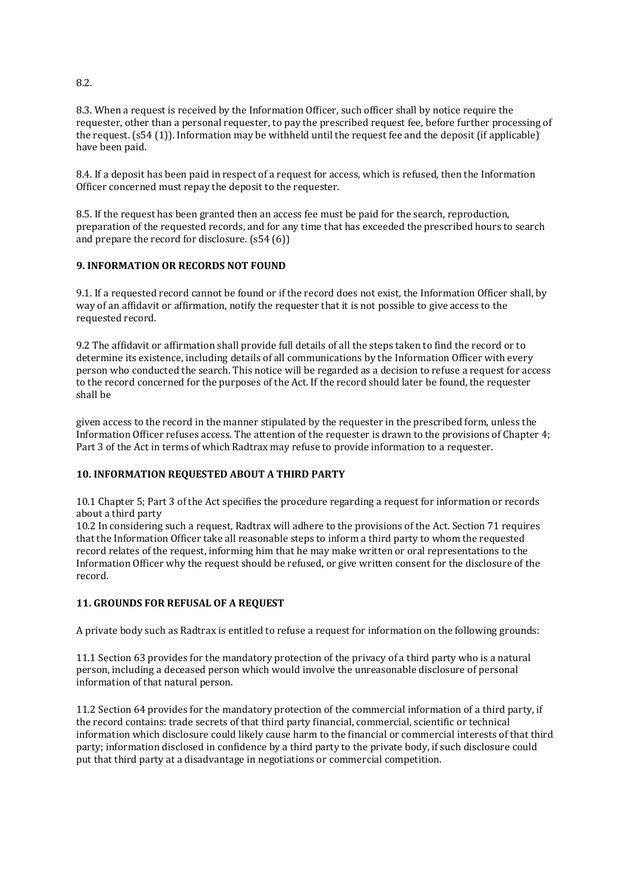8.2.

8.3. When a request is received by the Information Officer, such officer shall by notice require the requester, other than a personal requester, to pay the prescribed request fee, before further processing of the request. (s54 (1)). Information may be withheld until the request fee and the deposit (if applicable) have been paid.

8.4. If a deposit has been paid in respect of a request for access, which is refused, then the Information Officer concerned must repay the deposit to the requester.

8.5. If the request has been granted then an access fee must be paid for the search, reproduction, preparation of the requested records, and for any time that has exceeded the prescribed hours to search and prepare the record for disclosure. (s54 (6))

### 9. INFORMATION OR RECORDS NOT FOUND

9.1. If a requested record cannot be found or if the record does not exist, the Information Officer shall, by way of an affidavit or affirmation, notify the requester that it is not possible to give access to the requested record.

9.2 The affidavit or affirmation shall provide full details of all the steps taken to find the record or to determine its existence, including details of all communications by the Information Officer with every person who conducted the search. This notice will be regarded as a decision to refuse a request for access to the record concerned for the purposes of the Act. If the record should later be found, the requester shall be

given access to the record in the manner stipulated by the requester in the prescribed form, unless the Information Officer refuses access. The attention of the requester is drawn to the provisions of Chapter 4; Part 3 of the Act in terms of which Radtrax may refuse to provide information to a requester.

### 10. INFORMATION REQUESTED ABOUT A THIRD PARTY

10.1 Chapter 5; Part 3 of the Act specifies the procedure regarding a request for information or records about a third party

10.2 In considering such a request, Radtrax will adhere to the provisions of the Act. Section 71 requires that the Information Officer take all reasonable steps to inform a third party to whom the requested record relates of the request, informing him that he may make written or oral representations to the Information Officer why the request should be refused, or give written consent for the disclosure of the record.

### 11. GROUNDS FOR REFUSAL OF A REQUEST

A private body such as Radtrax is entitled to refuse a request for information on the following grounds:

11.1 Section 63 provides for the mandatory protection of the privacy of a third party who is a natural person, including a deceased person which would involve the unreasonable disclosure of personal information of that natural person.

11.2 Section 64 provides for the mandatory protection of the commercial information of a third party, if the record contains: trade secrets of that third party financial, commercial, scientific or technical information which disclosure could likely cause harm to the financial or commercial interests of that third party; information disclosed in confidence by a third party to the private body, if such disclosure could put that third party at a disadvantage in negotiations or commercial competition.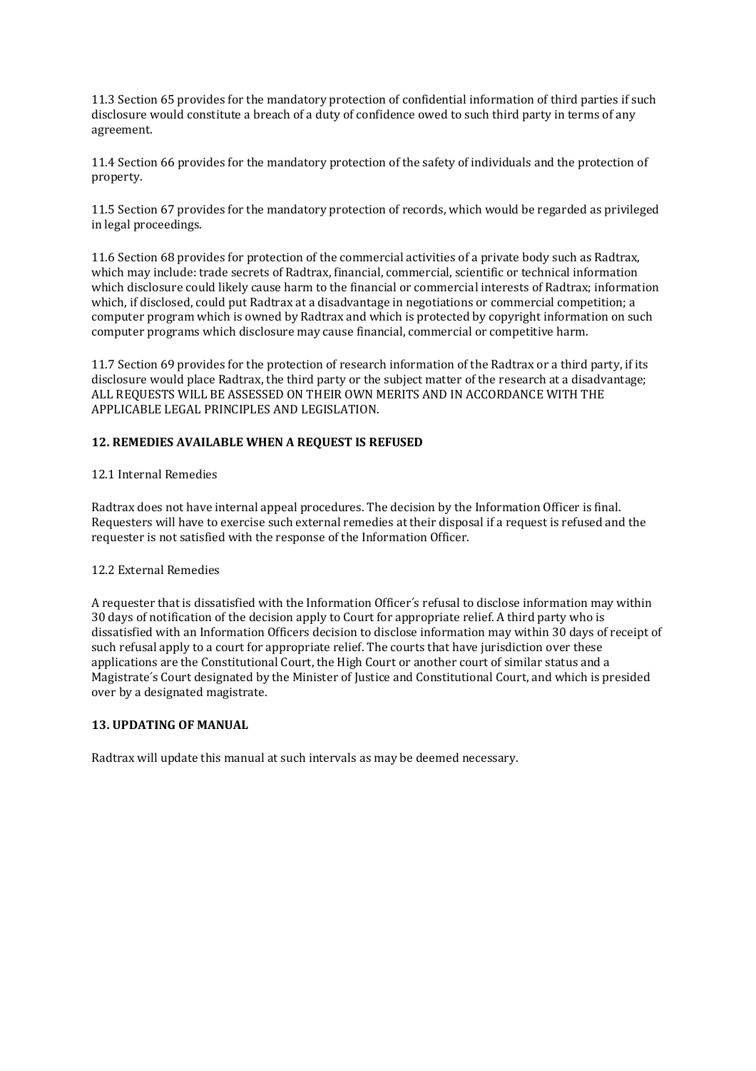11.3 Section 65 provides for the mandatory protection of confidential information of third parties if such disclosure would constitute a breach of a duty of confidence owed to such third party in terms of any agreement.

11.4 Section 66 provides for the mandatory protection of the safety of individuals and the protection of property.

11.5 Section 67 provides for the mandatory protection of records, which would be regarded as privileged in legal proceedings.

11.6 Section 68 provides for protection of the commercial activities of a private body such as Radtrax, which may include: trade secrets of Radtrax, financial, commercial, scientific or technical information which disclosure could likely cause harm to the financial or commercial interests of Radtrax; information which, if disclosed, could put Radtrax at a disadvantage in negotiations or commercial competition; a computer program which is owned by Radtrax and which is protected by copyright information on such computer programs which disclosure may cause financial, commercial or competitive harm.

11.7 Section 69 provides for the protection of research information of the Radtrax or a third party, if its disclosure would place Radtrax, the third party or the subject matter of the research at a disadvantage; ALL REQUESTS WILL BE ASSESSED ON THEIR OWN MERITS AND IN ACCORDANCE WITH THE APPLICABLE LEGAL PRINCIPLES AND LEGISLATION.

## 12. REMEDIES AVAILABLE WHEN A REQUEST IS REFUSED

12.1 Internal Remedies

Radtrax does not have internal appeal procedures. The decision by the Information Officer is final. Requesters will have to exercise such external remedies at their disposal if a request is refused and the requester is not satisfied with the response of the Information Officer.

12.2 External Remedies

A requester that is dissatisfied with the Information Officer´s refusal to disclose information may within 30 days of notification of the decision apply to Court for appropriate relief. A third party who is dissatisfied with an Information Officers decision to disclose information may within 30 days of receipt of such refusal apply to a court for appropriate relief. The courts that have jurisdiction over these applications are the Constitutional Court, the High Court or another court of similar status and a Magistrate´s Court designated by the Minister of Justice and Constitutional Court, and which is presided over by a designated magistrate.

## 13. UPDATING OF MANUAL

Radtrax will update this manual at such intervals as may be deemed necessary.